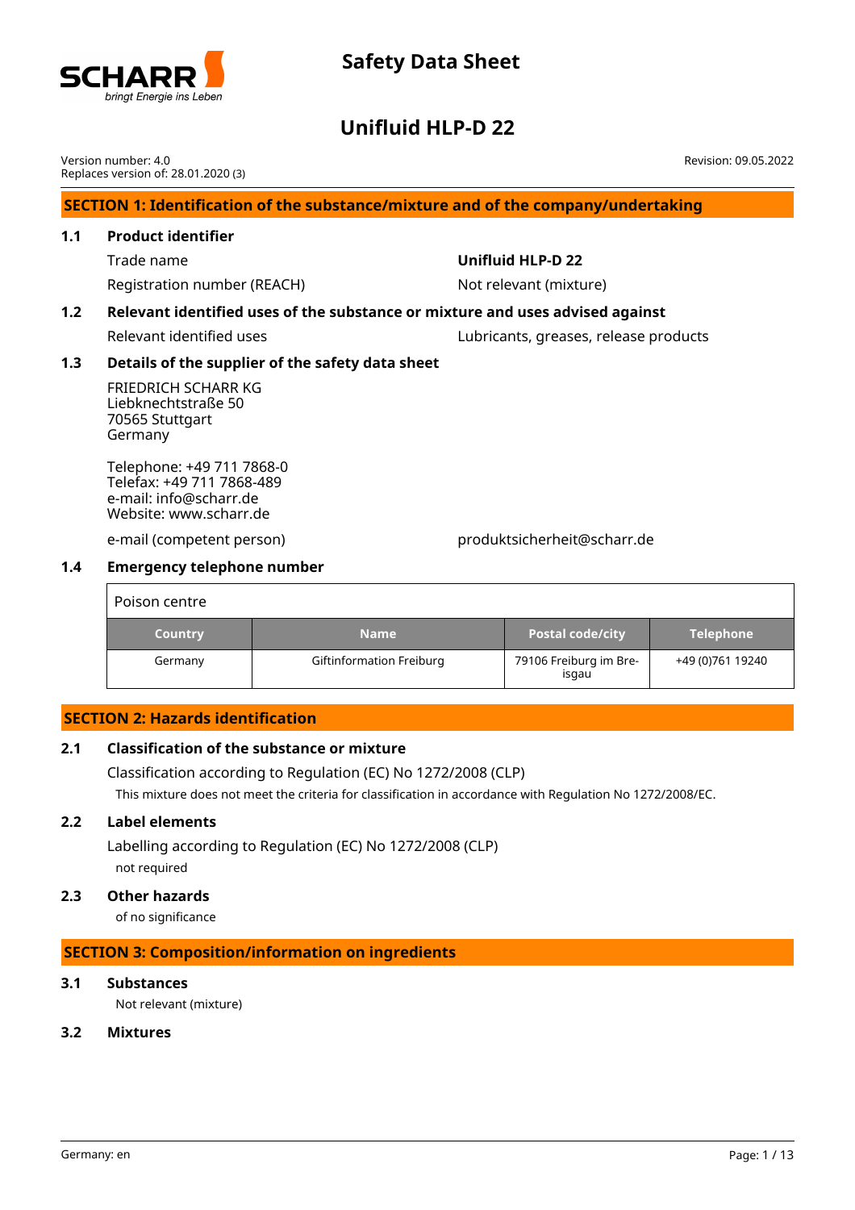# Safety Data Sheet

# Unifluid HLP-D 22

Version number: 4.0
Replaces version of: 28.01.2020 (3)

Revision: 09.05.2022

## SECTION 1: Identification of the substance/mixture and of the company/undertaking

### 1.1 Product identifier

Trade name: **Unifluid HLP-D 22**

Registration number (REACH): Not relevant (mixture)

### 1.2 Relevant identified uses of the substance or mixture and uses advised against

Relevant identified uses: Lubricants, greases, release products

### 1.3 Details of the supplier of the safety data sheet

FRIEDRICH SCHARR KG
Liebknechtstraße 50
70565 Stuttgart
Germany

Telephone: +49 711 7868-0
Telefax: +49 711 7868-489
e-mail: info@scharr.de
Website: www.scharr.de

e-mail (competent person): produktsicherheit@scharr.de

### 1.4 Emergency telephone number

| Poison centre | | | |
|---|---|---|---|
| **Country** | **Name** | **Postal code/city** | **Telephone** |
| Germany | Giftinformation Freiburg | 79106 Freiburg im Breisgau | +49 (0)761 19240 |

## SECTION 2: Hazards identification

### 2.1 Classification of the substance or mixture

Classification according to Regulation (EC) No 1272/2008 (CLP)

This mixture does not meet the criteria for classification in accordance with Regulation No 1272/2008/EC.

### 2.2 Label elements

Labelling according to Regulation (EC) No 1272/2008 (CLP)

not required

### 2.3 Other hazards

of no significance

## SECTION 3: Composition/information on ingredients

### 3.1 Substances

Not relevant (mixture)

### 3.2 Mixtures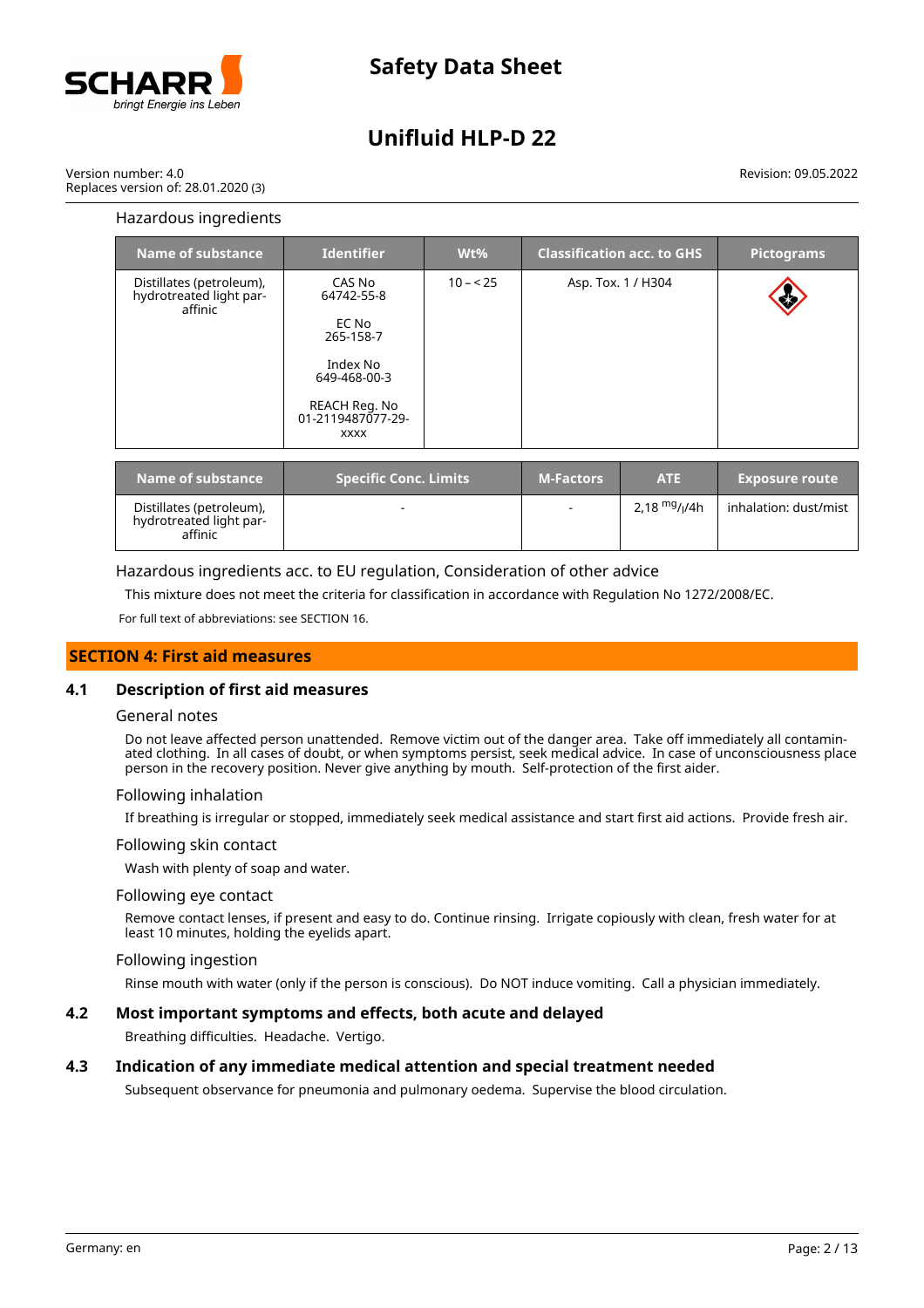Hazardous ingredients

| Name of substance | Identifier | Wt% | Classification acc. to GHS | Pictograms |
|---|---|---|---|---|
| Distillates (petroleum), hydrotreated light paraffinic | CAS No 64742-55-8<br><br>EC No 265-158-7<br><br>Index No 649-468-00-3<br><br>REACH Reg. No 01-2119487077-29-xxxx | 10 – < 25 | Asp. Tox. 1 / H304 | |

| Name of substance | Specific Conc. Limits | M-Factors | ATE | Exposure route |
|---|---|---|---|---|
| Distillates (petroleum), hydrotreated light paraffinic | - | - | 2,18 $^{mg}/_{l}$/4h | inhalation: dust/mist |

Hazardous ingredients acc. to EU regulation, Consideration of other advice

This mixture does not meet the criteria for classification in accordance with Regulation No 1272/2008/EC.

For full text of abbreviations: see SECTION 16.

## SECTION 4: First aid measures

### 4.1 Description of first aid measures

General notes

Do not leave affected person unattended. Remove victim out of the danger area. Take off immediately all contaminated clothing. In all cases of doubt, or when symptoms persist, seek medical advice. In case of unconsciousness place person in the recovery position. Never give anything by mouth. Self-protection of the first aider.

Following inhalation

If breathing is irregular or stopped, immediately seek medical assistance and start first aid actions. Provide fresh air.

Following skin contact

Wash with plenty of soap and water.

Following eye contact

Remove contact lenses, if present and easy to do. Continue rinsing. Irrigate copiously with clean, fresh water for at least 10 minutes, holding the eyelids apart.

Following ingestion

Rinse mouth with water (only if the person is conscious). Do NOT induce vomiting. Call a physician immediately.

### 4.2 Most important symptoms and effects, both acute and delayed

Breathing difficulties. Headache. Vertigo.

### 4.3 Indication of any immediate medical attention and special treatment needed

Subsequent observance for pneumonia and pulmonary oedema. Supervise the blood circulation.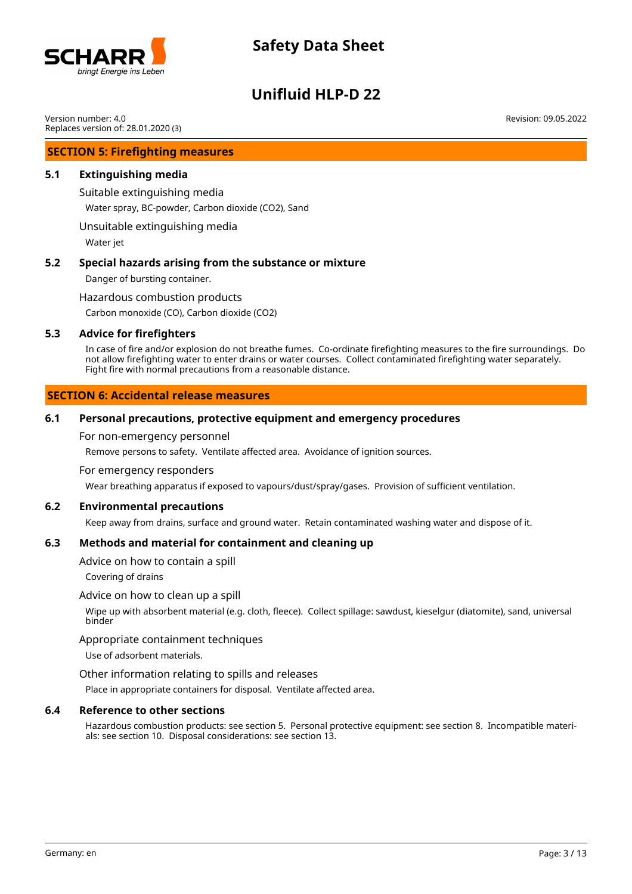## SECTION 5: Firefighting measures

### 5.1 Extinguishing media

Suitable extinguishing media

Water spray, BC-powder, Carbon dioxide ($CO_2$), Sand

Unsuitable extinguishing media

Water jet

### 5.2 Special hazards arising from the substance or mixture

Danger of bursting container.

Hazardous combustion products

Carbon monoxide (CO), Carbon dioxide ($CO_2$)

### 5.3 Advice for firefighters

In case of fire and/or explosion do not breathe fumes. Co-ordinate firefighting measures to the fire surroundings. Do not allow firefighting water to enter drains or water courses. Collect contaminated firefighting water separately. Fight fire with normal precautions from a reasonable distance.

## SECTION 6: Accidental release measures

### 6.1 Personal precautions, protective equipment and emergency procedures

For non-emergency personnel

Remove persons to safety. Ventilate affected area. Avoidance of ignition sources.

For emergency responders

Wear breathing apparatus if exposed to vapours/dust/spray/gases. Provision of sufficient ventilation.

### 6.2 Environmental precautions

Keep away from drains, surface and ground water. Retain contaminated washing water and dispose of it.

### 6.3 Methods and material for containment and cleaning up

Advice on how to contain a spill

Covering of drains

Advice on how to clean up a spill

Wipe up with absorbent material (e.g. cloth, fleece). Collect spillage: sawdust, kieselgur (diatomite), sand, universal binder

Appropriate containment techniques

Use of adsorbent materials.

Other information relating to spills and releases

Place in appropriate containers for disposal. Ventilate affected area.

### 6.4 Reference to other sections

Hazardous combustion products: see section 5. Personal protective equipment: see section 8. Incompatible materials: see section 10. Disposal considerations: see section 13.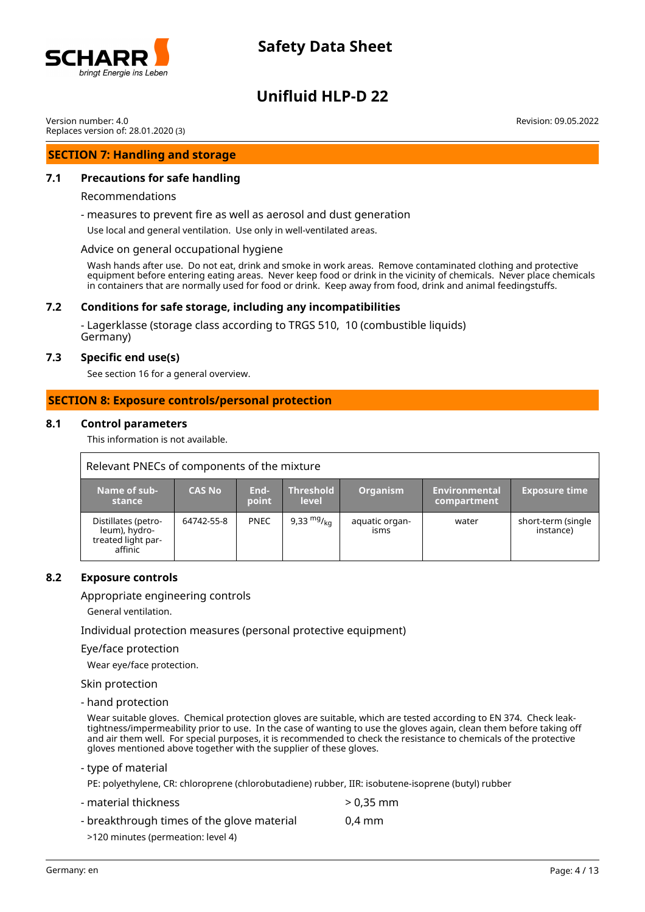## SECTION 7: Handling and storage

### 7.1 Precautions for safe handling

Recommendations

- measures to prevent fire as well as aerosol and dust generation

Use local and general ventilation. Use only in well-ventilated areas.

Advice on general occupational hygiene

Wash hands after use. Do not eat, drink and smoke in work areas. Remove contaminated clothing and protective equipment before entering eating areas. Never keep food or drink in the vicinity of chemicals. Never place chemicals in containers that are normally used for food or drink. Keep away from food, drink and animal feedingstuffs.

### 7.2 Conditions for safe storage, including any incompatibilities

- Lagerklasse (storage class according to TRGS 510, Germany)   10 (combustible liquids)

### 7.3 Specific end use(s)

See section 16 for a general overview.

## SECTION 8: Exposure controls/personal protection

### 8.1 Control parameters

This information is not available.

Relevant PNECs of components of the mixture

| Name of substance | CAS No | Endpoint | Threshold level | Organism | Environmental compartment | Exposure time |
|---|---|---|---|---|---|---|
| Distillates (petroleum), hydrotreated light paraffinic | 64742-55-8 | PNEC | 9,33 $^{mg}/_{kg}$ | aquatic organisms | water | short-term (single instance) |

### 8.2 Exposure controls

Appropriate engineering controls

General ventilation.

Individual protection measures (personal protective equipment)

Eye/face protection

Wear eye/face protection.

Skin protection

- hand protection

Wear suitable gloves. Chemical protection gloves are suitable, which are tested according to EN 374. Check leak-tightness/impermeability prior to use. In the case of wanting to use the gloves again, clean them before taking off and air them well. For special purposes, it is recommended to check the resistance to chemicals of the protective gloves mentioned above together with the supplier of these gloves.

- type of material

PE: polyethylene, CR: chloroprene (chlorobutadiene) rubber, IIR: isobutene-isoprene (butyl) rubber

- material thickness   > 0,35 mm

- breakthrough times of the glove material   0,4 mm

>120 minutes (permeation: level 4)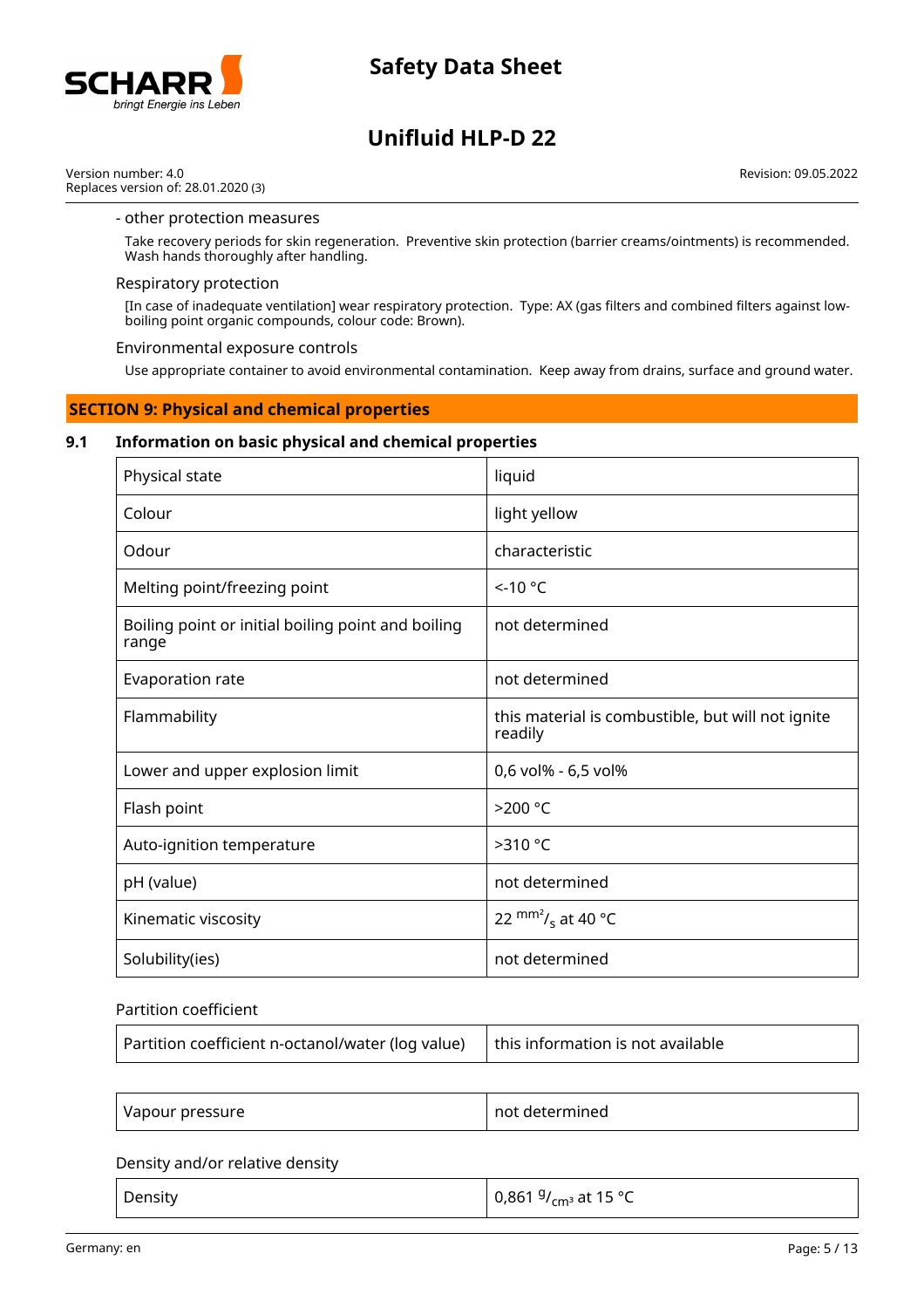- other protection measures

Take recovery periods for skin regeneration. Preventive skin protection (barrier creams/ointments) is recommended. Wash hands thoroughly after handling.

Respiratory protection

[In case of inadequate ventilation] wear respiratory protection. Type: AX (gas filters and combined filters against low-boiling point organic compounds, colour code: Brown).

Environmental exposure controls

Use appropriate container to avoid environmental contamination. Keep away from drains, surface and ground water.

## SECTION 9: Physical and chemical properties

### 9.1 Information on basic physical and chemical properties

| Physical state | liquid |
|---|---|
| Colour | light yellow |
| Odour | characteristic |
| Melting point/freezing point | <-10 °C |
| Boiling point or initial boiling point and boiling range | not determined |
| Evaporation rate | not determined |
| Flammability | this material is combustible, but will not ignite readily |
| Lower and upper explosion limit | 0,6 vol% - 6,5 vol% |
| Flash point | >200 °C |
| Auto-ignition temperature | >310 °C |
| pH (value) | not determined |
| Kinematic viscosity | 22 $^{mm^2}/_{s}$ at 40 °C |
| Solubility(ies) | not determined |

Partition coefficient

| Partition coefficient n-octanol/water (log value) | this information is not available |
|---|---|

| Vapour pressure | not determined |
|---|---|

Density and/or relative density

| Density | 0,861 $^{g}/_{cm^3}$ at 15 °C |
|---|---|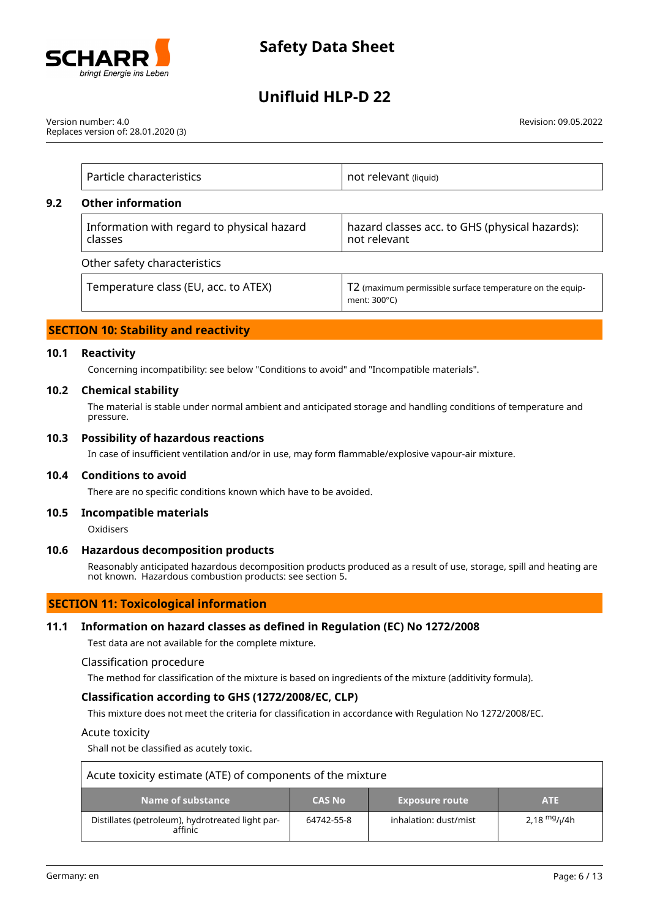| Particle characteristics | not relevant (liquid) |
|---|---|

### 9.2 Other information

| Information with regard to physical hazard classes | hazard classes acc. to GHS (physical hazards): not relevant |
|---|---|

Other safety characteristics

| Temperature class (EU, acc. to ATEX) | T2 (maximum permissible surface temperature on the equipment: 300°C) |
|---|---|

## SECTION 10: Stability and reactivity

### 10.1 Reactivity

Concerning incompatibility: see below "Conditions to avoid" and "Incompatible materials".

### 10.2 Chemical stability

The material is stable under normal ambient and anticipated storage and handling conditions of temperature and pressure.

### 10.3 Possibility of hazardous reactions

In case of insufficient ventilation and/or in use, may form flammable/explosive vapour-air mixture.

### 10.4 Conditions to avoid

There are no specific conditions known which have to be avoided.

### 10.5 Incompatible materials

Oxidisers

### 10.6 Hazardous decomposition products

Reasonably anticipated hazardous decomposition products produced as a result of use, storage, spill and heating are not known. Hazardous combustion products: see section 5.

## SECTION 11: Toxicological information

### 11.1 Information on hazard classes as defined in Regulation (EC) No 1272/2008

Test data are not available for the complete mixture.

Classification procedure

The method for classification of the mixture is based on ingredients of the mixture (additivity formula).

### Classification according to GHS (1272/2008/EC, CLP)

This mixture does not meet the criteria for classification in accordance with Regulation No 1272/2008/EC.

Acute toxicity

Shall not be classified as acutely toxic.

Acute toxicity estimate (ATE) of components of the mixture

| Name of substance | CAS No | Exposure route | ATE |
|---|---|---|---|
| Distillates (petroleum), hydrotreated light paraffinic | 64742-55-8 | inhalation: dust/mist | 2,18 $^{mg}/_{l}$/4h |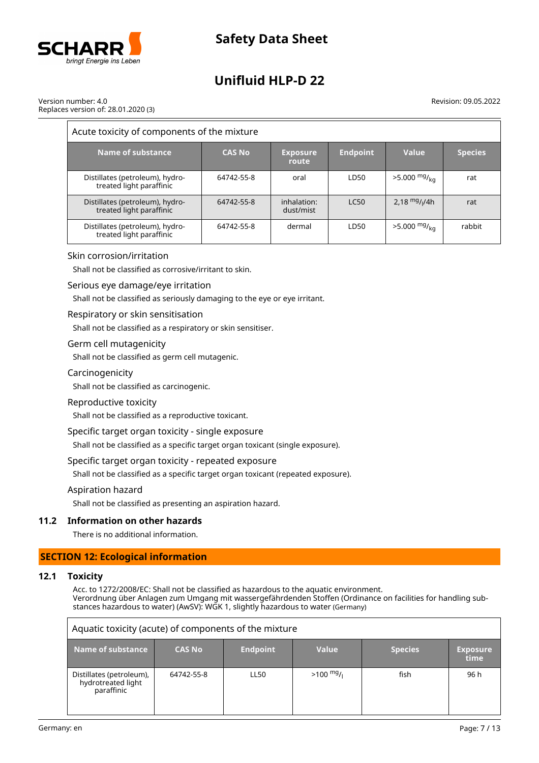| Acute toxicity of components of the mixture | | | | | |
|---|---|---|---|---|---|
| **Name of substance** | **CAS No** | **Exposure route** | **Endpoint** | **Value** | **Species** |
| Distillates (petroleum), hydro-treated light paraffinic | 64742-55-8 | oral | LD50 | >5.000 $^{mg}/_{kg}$ | rat |
| Distillates (petroleum), hydro-treated light paraffinic | 64742-55-8 | inhalation: dust/mist | LC50 | 2,18 $^{mg}/_{l}$/4h | rat |
| Distillates (petroleum), hydro-treated light paraffinic | 64742-55-8 | dermal | LD50 | >5.000 $^{mg}/_{kg}$ | rabbit |

### Skin corrosion/irritation

Shall not be classified as corrosive/irritant to skin.

### Serious eye damage/eye irritation

Shall not be classified as seriously damaging to the eye or eye irritant.

### Respiratory or skin sensitisation

Shall not be classified as a respiratory or skin sensitiser.

### Germ cell mutagenicity

Shall not be classified as germ cell mutagenic.

### Carcinogenicity

Shall not be classified as carcinogenic.

### Reproductive toxicity

Shall not be classified as a reproductive toxicant.

### Specific target organ toxicity - single exposure

Shall not be classified as a specific target organ toxicant (single exposure).

### Specific target organ toxicity - repeated exposure

Shall not be classified as a specific target organ toxicant (repeated exposure).

### Aspiration hazard

Shall not be classified as presenting an aspiration hazard.

### 11.2 Information on other hazards

There is no additional information.

## SECTION 12: Ecological information

### 12.1 Toxicity

Acc. to 1272/2008/EC: Shall not be classified as hazardous to the aquatic environment.
Verordnung über Anlagen zum Umgang mit wassergefährdenden Stoffen (Ordinance on facilities for handling substances hazardous to water) (AwSV): WGK 1, slightly hazardous to water (Germany)

| Aquatic toxicity (acute) of components of the mixture | | | | | |
|---|---|---|---|---|---|
| **Name of substance** | **CAS No** | **Endpoint** | **Value** | **Species** | **Exposure time** |
| Distillates (petroleum), hydrotreated light paraffinic | 64742-55-8 | LL50 | >100 $^{mg}/_{l}$ | fish | 96 h |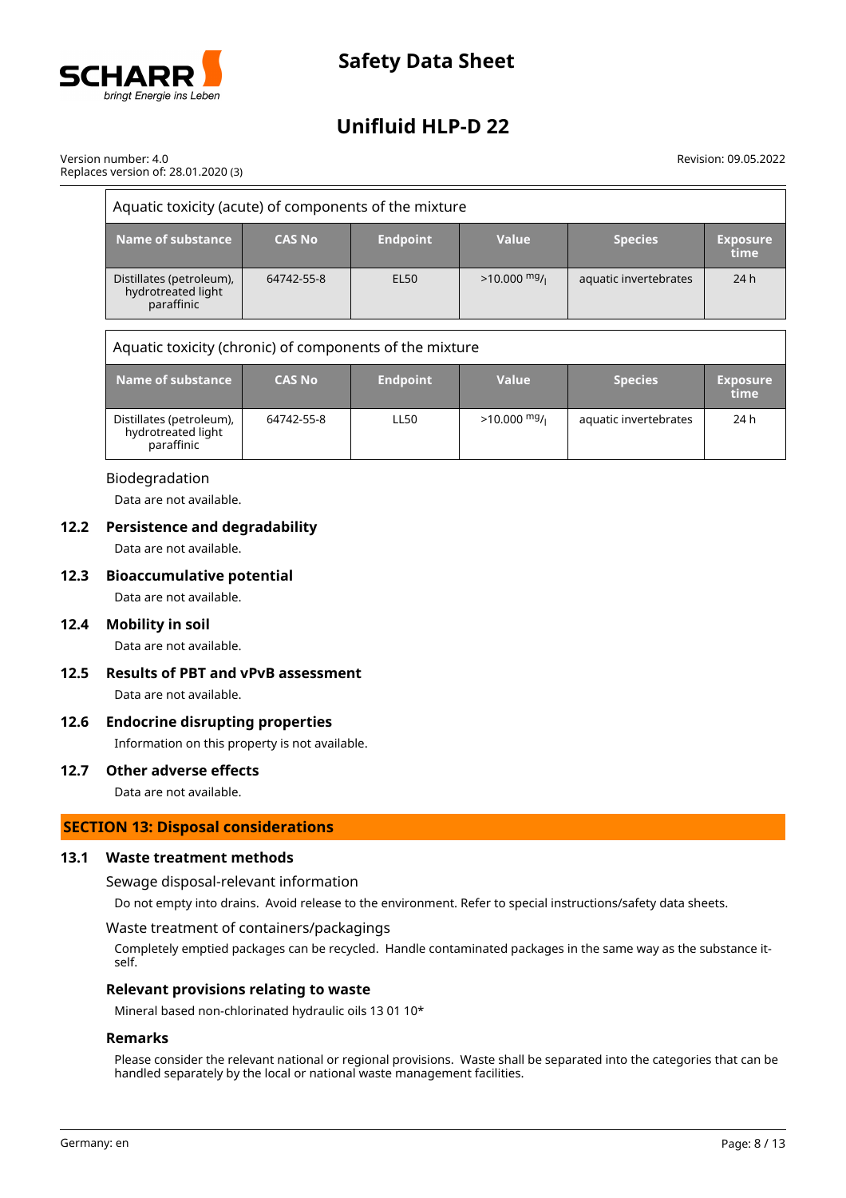| Aquatic toxicity (acute) of components of the mixture | | | | | |
|---|---|---|---|---|---|
| **Name of substance** | **CAS No** | **Endpoint** | **Value** | **Species** | **Exposure time** |
| Distillates (petroleum), hydrotreated light paraffinic | 64742-55-8 | EL50 | >10.000 $^{mg}/_{l}$ | aquatic invertebrates | 24 h |

| Aquatic toxicity (chronic) of components of the mixture | | | | | |
|---|---|---|---|---|---|
| **Name of substance** | **CAS No** | **Endpoint** | **Value** | **Species** | **Exposure time** |
| Distillates (petroleum), hydrotreated light paraffinic | 64742-55-8 | LL50 | >10.000 $^{mg}/_{l}$ | aquatic invertebrates | 24 h |

Biodegradation

Data are not available.

### 12.2 Persistence and degradability

Data are not available.

### 12.3 Bioaccumulative potential

Data are not available.

### 12.4 Mobility in soil

Data are not available.

### 12.5 Results of PBT and vPvB assessment

Data are not available.

### 12.6 Endocrine disrupting properties

Information on this property is not available.

### 12.7 Other adverse effects

Data are not available.

## SECTION 13: Disposal considerations

### 13.1 Waste treatment methods

Sewage disposal-relevant information

Do not empty into drains. Avoid release to the environment. Refer to special instructions/safety data sheets.

Waste treatment of containers/packagings

Completely emptied packages can be recycled. Handle contaminated packages in the same way as the substance itself.

**Relevant provisions relating to waste**

Mineral based non-chlorinated hydraulic oils 13 01 10*

**Remarks**

Please consider the relevant national or regional provisions. Waste shall be separated into the categories that can be handled separately by the local or national waste management facilities.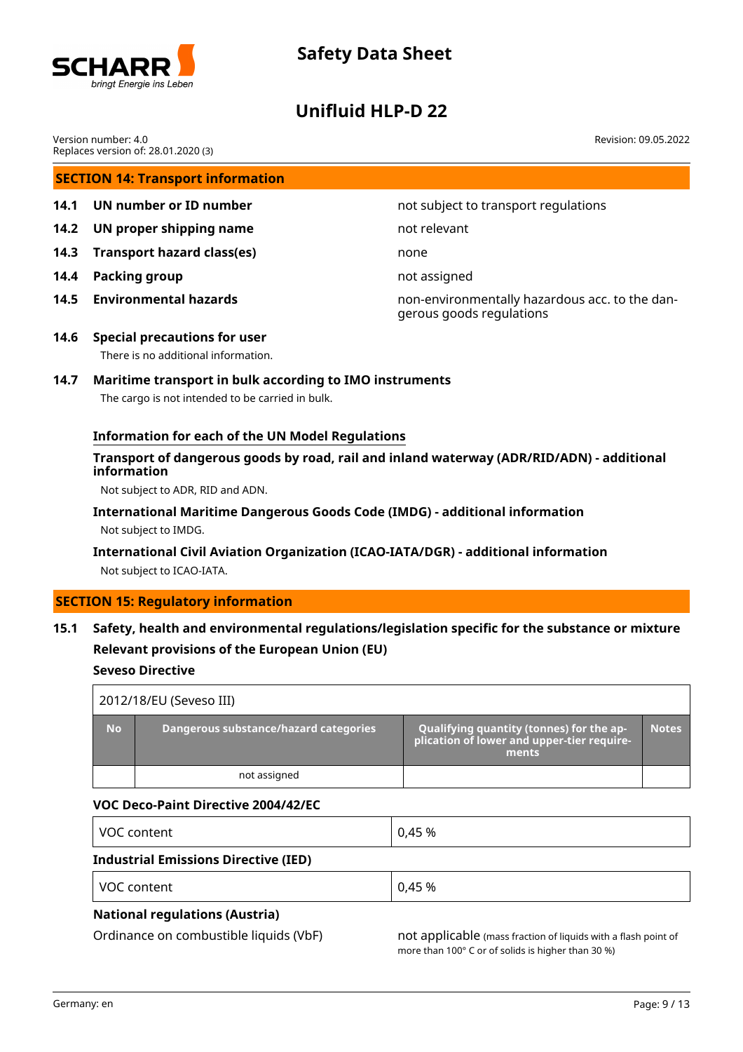## SECTION 14: Transport information

**14.1 UN number or ID number** — not subject to transport regulations

**14.2 UN proper shipping name** — not relevant

**14.3 Transport hazard class(es)** — none

**14.4 Packing group** — not assigned

**14.5 Environmental hazards** — non-environmentally hazardous acc. to the dangerous goods regulations

**14.6 Special precautions for user**

There is no additional information.

**14.7 Maritime transport in bulk according to IMO instruments**

The cargo is not intended to be carried in bulk.

**Information for each of the UN Model Regulations**

**Transport of dangerous goods by road, rail and inland waterway (ADR/RID/ADN) - additional information**

Not subject to ADR, RID and ADN.

**International Maritime Dangerous Goods Code (IMDG) - additional information**

Not subject to IMDG.

**International Civil Aviation Organization (ICAO-IATA/DGR) - additional information**

Not subject to ICAO-IATA.

## SECTION 15: Regulatory information

**15.1 Safety, health and environmental regulations/legislation specific for the substance or mixture**

**Relevant provisions of the European Union (EU)**

**Seveso Directive**

| 2012/18/EU (Seveso III) | | | |
|---|---|---|---|
| **No** | **Dangerous substance/hazard categories** | **Qualifying quantity (tonnes) for the application of lower and upper-tier requirements** | **Notes** |
| | not assigned | | |

**VOC Deco-Paint Directive 2004/42/EC**

| VOC content | 0,45 % |
|---|---|

**Industrial Emissions Directive (IED)**

| VOC content | 0,45 % |
|---|---|

**National regulations (Austria)**

Ordinance on combustible liquids (VbF) — not applicable (mass fraction of liquids with a flash point of more than 100° C or of solids is higher than 30 %)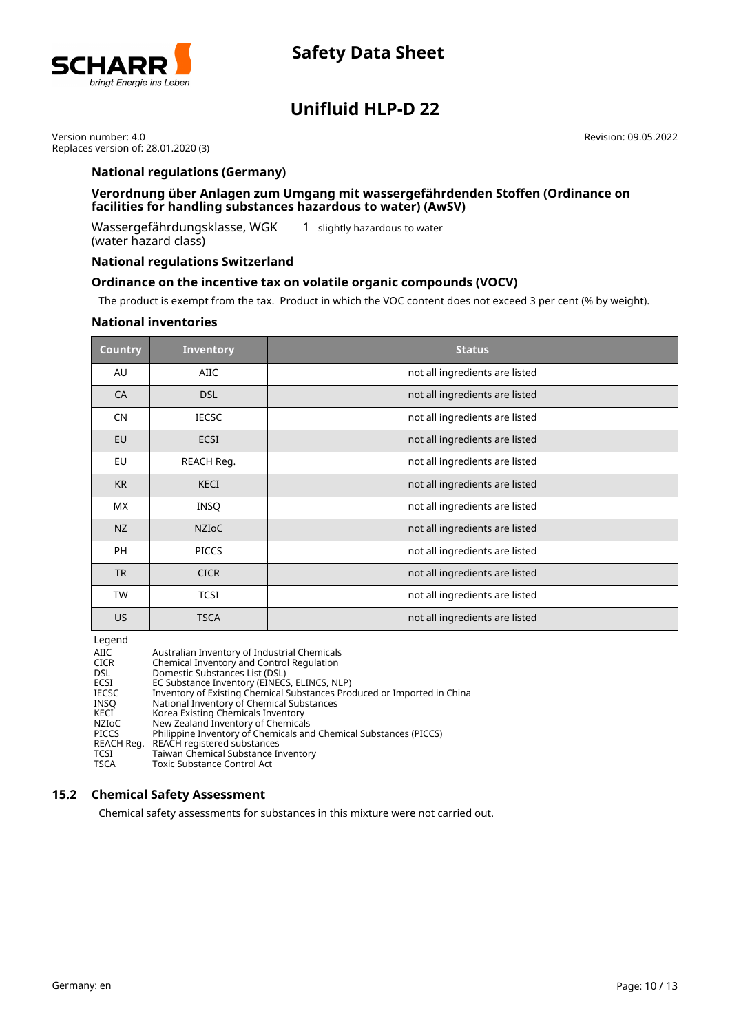### National regulations (Germany)

#### Verordnung über Anlagen zum Umgang mit wassergefährdenden Stoffen (Ordinance on facilities for handling substances hazardous to water) (AwSV)

Wassergefährdungsklasse, WGK (water hazard class) 1 slightly hazardous to water

### National regulations Switzerland

#### Ordinance on the incentive tax on volatile organic compounds (VOCV)

The product is exempt from the tax. Product in which the VOC content does not exceed 3 per cent (% by weight).

### National inventories

| Country | Inventory | Status |
|---|---|---|
| AU | AIIC | not all ingredients are listed |
| CA | DSL | not all ingredients are listed |
| CN | IECSC | not all ingredients are listed |
| EU | ECSI | not all ingredients are listed |
| EU | REACH Reg. | not all ingredients are listed |
| KR | KECI | not all ingredients are listed |
| MX | INSQ | not all ingredients are listed |
| NZ | NZIoC | not all ingredients are listed |
| PH | PICCS | not all ingredients are listed |
| TR | CICR | not all ingredients are listed |
| TW | TCSI | not all ingredients are listed |
| US | TSCA | not all ingredients are listed |

Legend

| | |
|---|---|
| AIIC | Australian Inventory of Industrial Chemicals |
| CICR | Chemical Inventory and Control Regulation |
| DSL | Domestic Substances List (DSL) |
| ECSI | EC Substance Inventory (EINECS, ELINCS, NLP) |
| IECSC | Inventory of Existing Chemical Substances Produced or Imported in China |
| INSQ | National Inventory of Chemical Substances |
| KECI | Korea Existing Chemicals Inventory |
| NZIoC | New Zealand Inventory of Chemicals |
| PICCS | Philippine Inventory of Chemicals and Chemical Substances (PICCS) |
| REACH Reg. | REACH registered substances |
| TCSI | Taiwan Chemical Substance Inventory |
| TSCA | Toxic Substance Control Act |

## 15.2 Chemical Safety Assessment

Chemical safety assessments for substances in this mixture were not carried out.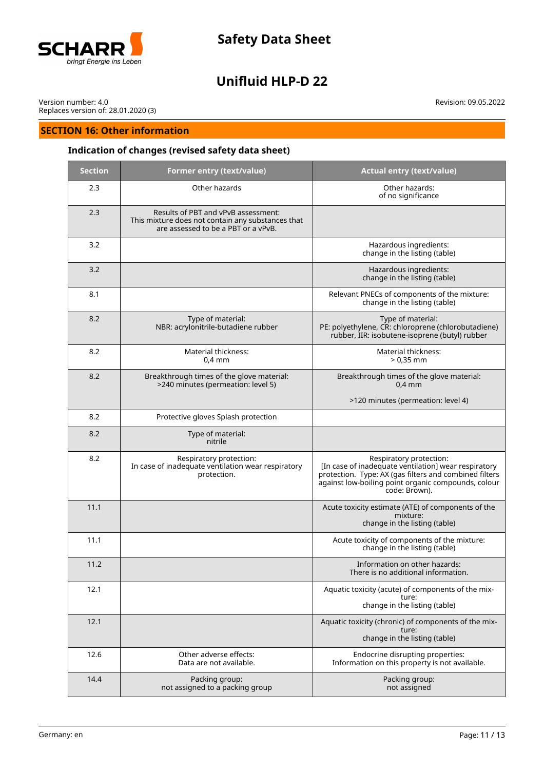## SECTION 16: Other information

### Indication of changes (revised safety data sheet)

| Section | Former entry (text/value) | Actual entry (text/value) |
|---|---|---|
| 2.3 | Other hazards | Other hazards: of no significance |
| 2.3 | Results of PBT and vPvB assessment: This mixture does not contain any substances that are assessed to be a PBT or a vPvB. | |
| 3.2 | | Hazardous ingredients: change in the listing (table) |
| 3.2 | | Hazardous ingredients: change in the listing (table) |
| 8.1 | | Relevant PNECs of components of the mixture: change in the listing (table) |
| 8.2 | Type of material: NBR: acrylonitrile-butadiene rubber | Type of material: PE: polyethylene, CR: chloroprene (chlorobutadiene) rubber, IIR: isobutene-isoprene (butyl) rubber |
| 8.2 | Material thickness: 0,4 mm | Material thickness: > 0,35 mm |
| 8.2 | Breakthrough times of the glove material: >240 minutes (permeation: level 5) | Breakthrough times of the glove material: 0,4 mm<br><br>>120 minutes (permeation: level 4) |
| 8.2 | Protective gloves Splash protection | |
| 8.2 | Type of material: nitrile | |
| 8.2 | Respiratory protection: In case of inadequate ventilation wear respiratory protection. | Respiratory protection: [In case of inadequate ventilation] wear respiratory protection. Type: AX (gas filters and combined filters against low-boiling point organic compounds, colour code: Brown). |
| 11.1 | | Acute toxicity estimate (ATE) of components of the mixture: change in the listing (table) |
| 11.1 | | Acute toxicity of components of the mixture: change in the listing (table) |
| 11.2 | | Information on other hazards: There is no additional information. |
| 12.1 | | Aquatic toxicity (acute) of components of the mixture: change in the listing (table) |
| 12.1 | | Aquatic toxicity (chronic) of components of the mixture: change in the listing (table) |
| 12.6 | Other adverse effects: Data are not available. | Endocrine disrupting properties: Information on this property is not available. |
| 14.4 | Packing group: not assigned to a packing group | Packing group: not assigned |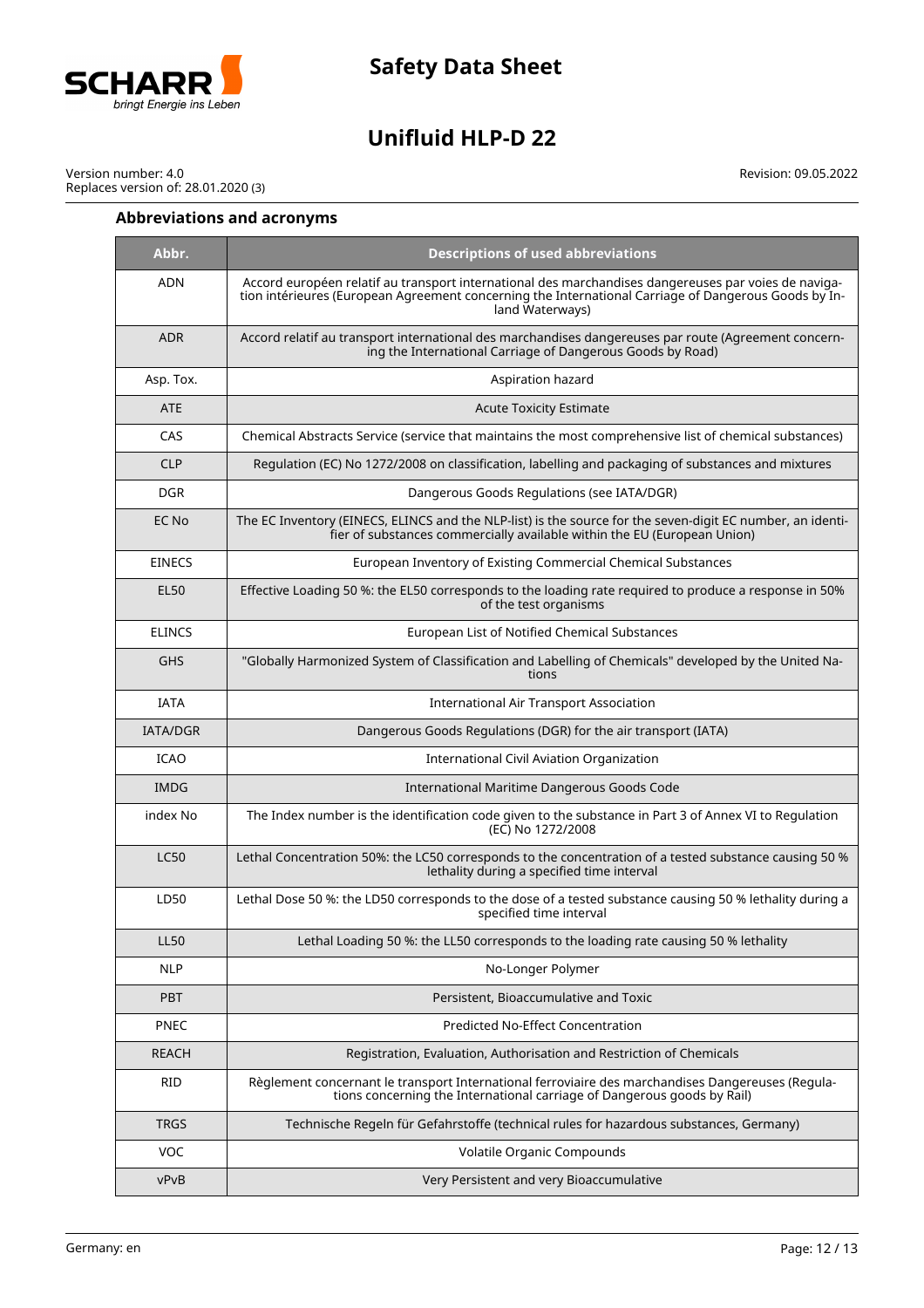### Abbreviations and acronyms

| Abbr. | Descriptions of used abbreviations |
|---|---|
| ADN | Accord européen relatif au transport international des marchandises dangereuses par voies de navigation intérieures (European Agreement concerning the International Carriage of Dangerous Goods by Inland Waterways) |
| ADR | Accord relatif au transport international des marchandises dangereuses par route (Agreement concerning the International Carriage of Dangerous Goods by Road) |
| Asp. Tox. | Aspiration hazard |
| ATE | Acute Toxicity Estimate |
| CAS | Chemical Abstracts Service (service that maintains the most comprehensive list of chemical substances) |
| CLP | Regulation (EC) No 1272/2008 on classification, labelling and packaging of substances and mixtures |
| DGR | Dangerous Goods Regulations (see IATA/DGR) |
| EC No | The EC Inventory (EINECS, ELINCS and the NLP-list) is the source for the seven-digit EC number, an identifier of substances commercially available within the EU (European Union) |
| EINECS | European Inventory of Existing Commercial Chemical Substances |
| EL50 | Effective Loading 50 %: the EL50 corresponds to the loading rate required to produce a response in 50% of the test organisms |
| ELINCS | European List of Notified Chemical Substances |
| GHS | "Globally Harmonized System of Classification and Labelling of Chemicals" developed by the United Nations |
| IATA | International Air Transport Association |
| IATA/DGR | Dangerous Goods Regulations (DGR) for the air transport (IATA) |
| ICAO | International Civil Aviation Organization |
| IMDG | International Maritime Dangerous Goods Code |
| index No | The Index number is the identification code given to the substance in Part 3 of Annex VI to Regulation (EC) No 1272/2008 |
| LC50 | Lethal Concentration 50%: the LC50 corresponds to the concentration of a tested substance causing 50 % lethality during a specified time interval |
| LD50 | Lethal Dose 50 %: the LD50 corresponds to the dose of a tested substance causing 50 % lethality during a specified time interval |
| LL50 | Lethal Loading 50 %: the LL50 corresponds to the loading rate causing 50 % lethality |
| NLP | No-Longer Polymer |
| PBT | Persistent, Bioaccumulative and Toxic |
| PNEC | Predicted No-Effect Concentration |
| REACH | Registration, Evaluation, Authorisation and Restriction of Chemicals |
| RID | Règlement concernant le transport International ferroviaire des marchandises Dangereuses (Regulations concerning the International carriage of Dangerous goods by Rail) |
| TRGS | Technische Regeln für Gefahrstoffe (technical rules for hazardous substances, Germany) |
| VOC | Volatile Organic Compounds |
| vPvB | Very Persistent and very Bioaccumulative |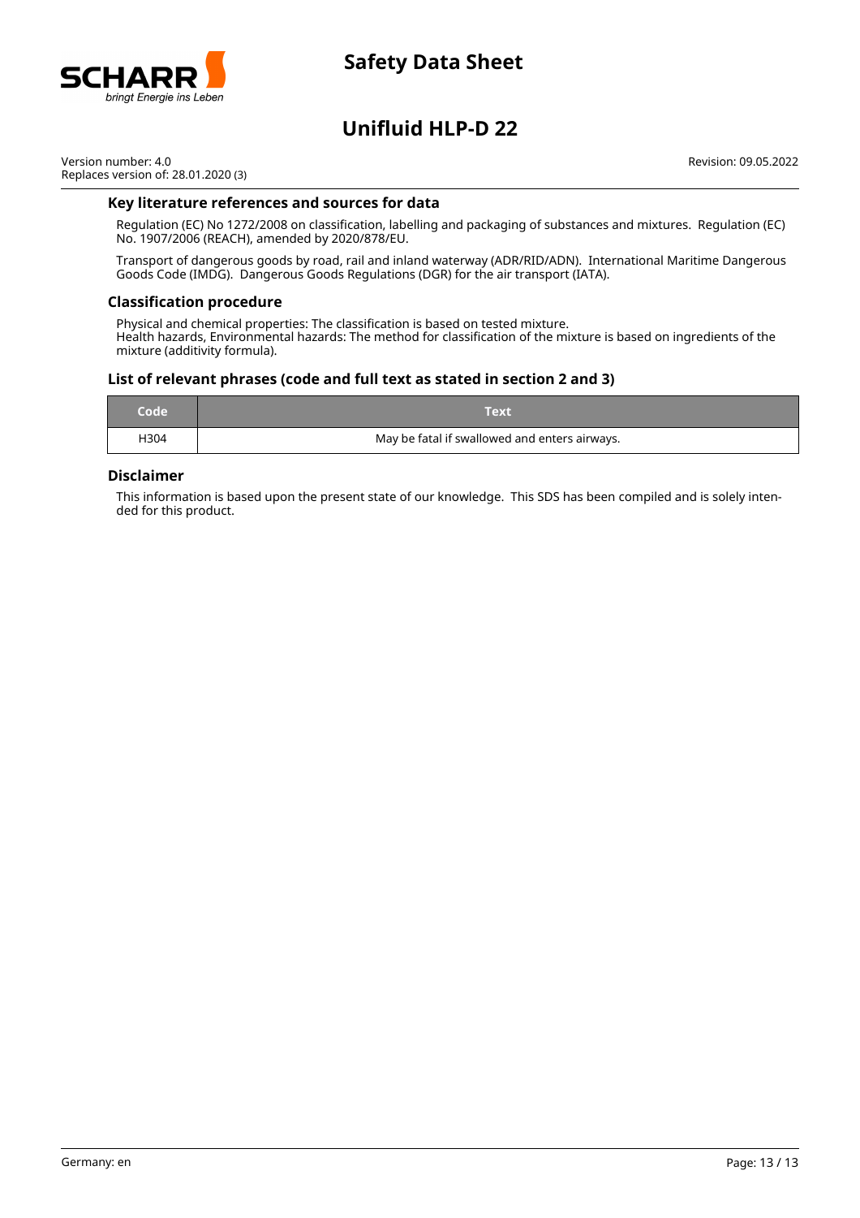### Key literature references and sources for data

Regulation (EC) No 1272/2008 on classification, labelling and packaging of substances and mixtures. Regulation (EC) No. 1907/2006 (REACH), amended by 2020/878/EU.

Transport of dangerous goods by road, rail and inland waterway (ADR/RID/ADN). International Maritime Dangerous Goods Code (IMDG). Dangerous Goods Regulations (DGR) for the air transport (IATA).

### Classification procedure

Physical and chemical properties: The classification is based on tested mixture.
Health hazards, Environmental hazards: The method for classification of the mixture is based on ingredients of the mixture (additivity formula).

### List of relevant phrases (code and full text as stated in section 2 and 3)

| Code | Text |
|---|---|
| H304 | May be fatal if swallowed and enters airways. |

### Disclaimer

This information is based upon the present state of our knowledge. This SDS has been compiled and is solely intended for this product.